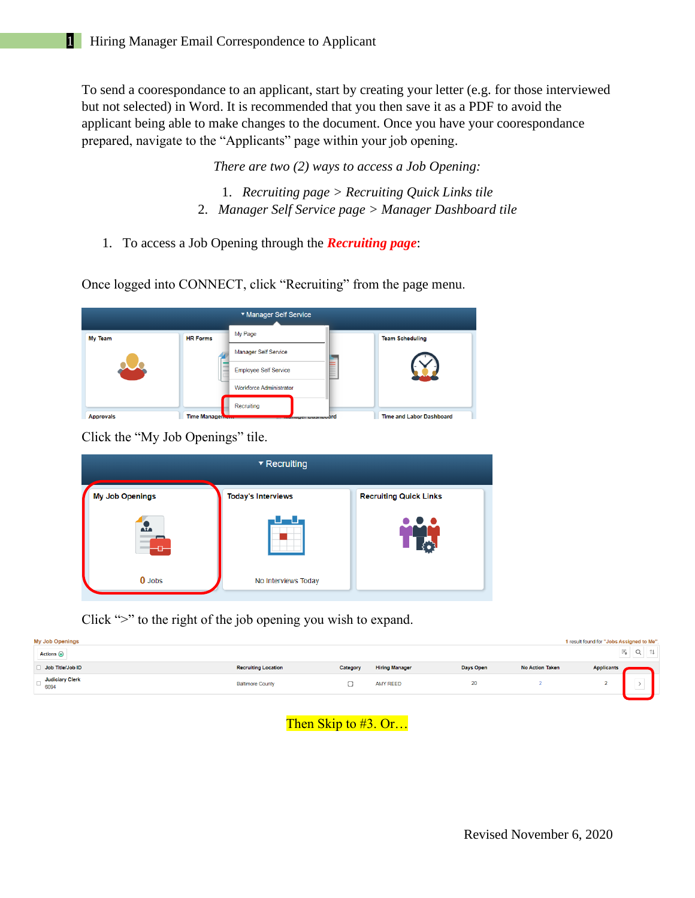# 1 Hiring Manager Email Correspondence to Applicant

To send a coorespondance to an applicant, start by creating your letter (e.g. for those interviewed but not selected) in Word. It is recommended that you then save it as a PDF to avoid the applicant being able to make changes to the document. Once you have your coorespondance prepared, navigate to the "Applicants" page within your job opening.

*There are two (2) ways to access a Job Opening:*

1. *Recruiting page > Recruiting Quick Links tile*
2. *Manager Self Service page > Manager Dashboard tile*

1. To access a Job Opening through the ***Recruiting page***:

Once logged into CONNECT, click "Recruiting" from the page menu.

Click the "My Job Openings" tile.

Click ">" to the right of the job opening you wish to expand.

Then Skip to #3. Or…

Revised November 6, 2020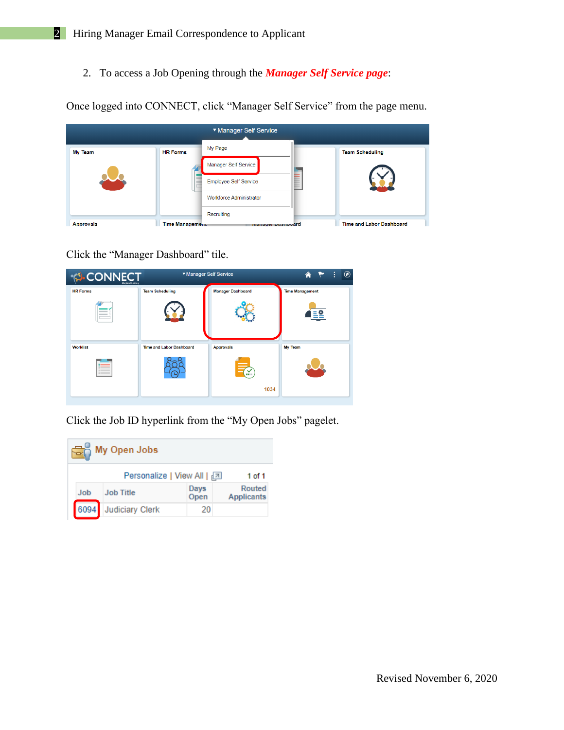2. To access a Job Opening through the ***Manager Self Service page***:

Once logged into CONNECT, click "Manager Self Service" from the page menu.

Click the "Manager Dashboard" tile.

Click the Job ID hyperlink from the "My Open Jobs" pagelet.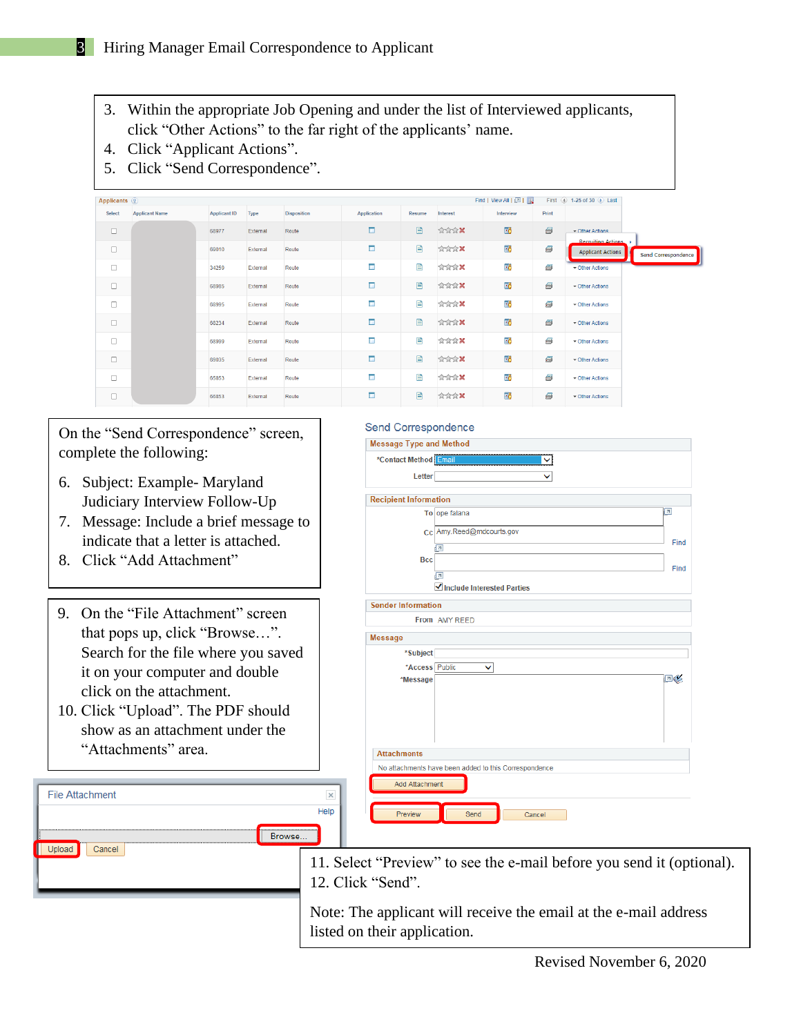## 3 Hiring Manager Email Correspondence to Applicant

3. Within the appropriate Job Opening and under the list of Interviewed applicants, click "Other Actions" to the far right of the applicants' name.
4. Click "Applicant Actions".
5. Click "Send Correspondence".

On the "Send Correspondence" screen, complete the following:

6. Subject: Example- Maryland Judiciary Interview Follow-Up
7. Message: Include a brief message to indicate that a letter is attached.
8. Click "Add Attachment"

9. On the "File Attachment" screen that pops up, click "Browse…". Search for the file where you saved it on your computer and double click on the attachment.
10. Click "Upload". The PDF should show as an attachment under the "Attachments" area.

11. Select "Preview" to see the e-mail before you send it (optional).
12. Click "Send".

Note: The applicant will receive the email at the e-mail address listed on their application.

Revised November 6, 2020